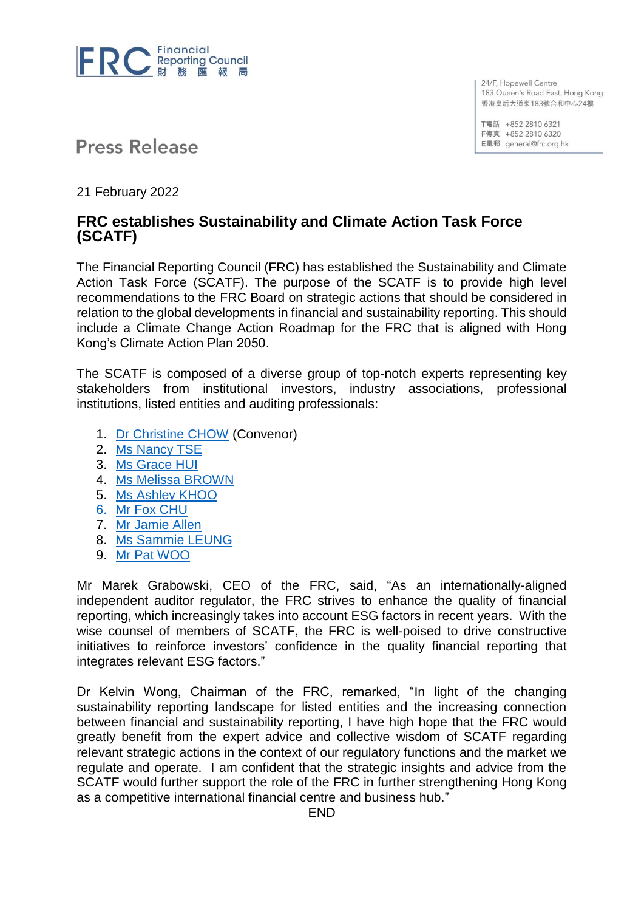Financial Reporting Council
財 務 匯 報 局

24/F, Hopewell Centre
183 Queen's Road East, Hong Kong
香港皇后大道東183號合和中心24樓

T電話 +852 2810 6321
F傳真 +852 2810 6320
E電郵 general@frc.org.hk

# Press Release

21 February 2022

## FRC establishes Sustainability and Climate Action Task Force (SCATF)

The Financial Reporting Council (FRC) has established the Sustainability and Climate Action Task Force (SCATF). The purpose of the SCATF is to provide high level recommendations to the FRC Board on strategic actions that should be considered in relation to the global developments in financial and sustainability reporting. This should include a Climate Change Action Roadmap for the FRC that is aligned with Hong Kong's Climate Action Plan 2050.

The SCATF is composed of a diverse group of top-notch experts representing key stakeholders from institutional investors, industry associations, professional institutions, listed entities and auditing professionals:

1. Dr Christine CHOW (Convenor)
2. Ms Nancy TSE
3. Ms Grace HUI
4. Ms Melissa BROWN
5. Ms Ashley KHOO
6. Mr Fox CHU
7. Mr Jamie Allen
8. Ms Sammie LEUNG
9. Mr Pat WOO

Mr Marek Grabowski, CEO of the FRC, said, "As an internationally-aligned independent auditor regulator, the FRC strives to enhance the quality of financial reporting, which increasingly takes into account ESG factors in recent years. With the wise counsel of members of SCATF, the FRC is well-poised to drive constructive initiatives to reinforce investors' confidence in the quality financial reporting that integrates relevant ESG factors."

Dr Kelvin Wong, Chairman of the FRC, remarked, "In light of the changing sustainability reporting landscape for listed entities and the increasing connection between financial and sustainability reporting, I have high hope that the FRC would greatly benefit from the expert advice and collective wisdom of SCATF regarding relevant strategic actions in the context of our regulatory functions and the market we regulate and operate. I am confident that the strategic insights and advice from the SCATF would further support the role of the FRC in further strengthening Hong Kong as a competitive international financial centre and business hub."

END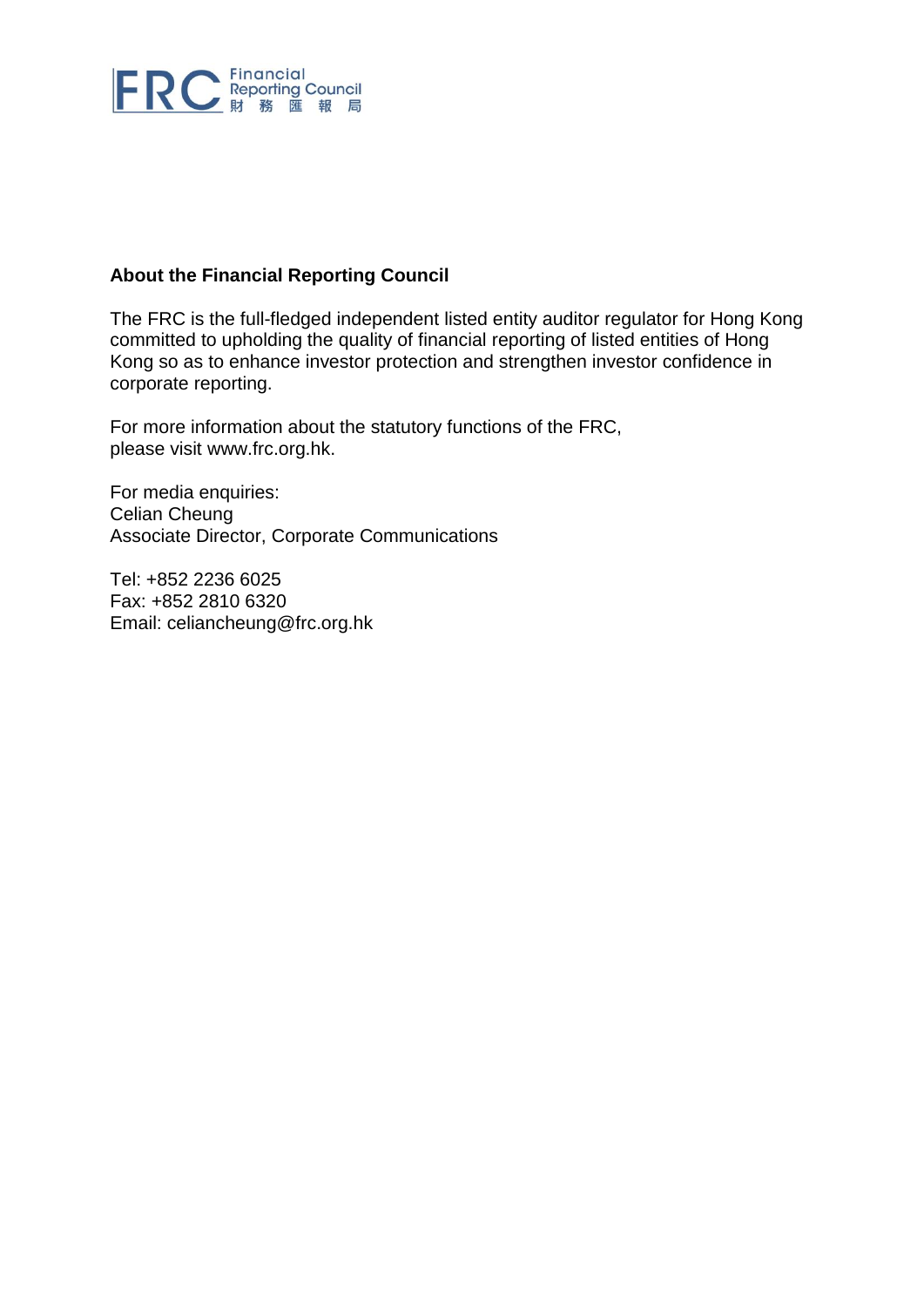**About the Financial Reporting Council**

The FRC is the full-fledged independent listed entity auditor regulator for Hong Kong committed to upholding the quality of financial reporting of listed entities of Hong Kong so as to enhance investor protection and strengthen investor confidence in corporate reporting.

For more information about the statutory functions of the FRC, please visit www.frc.org.hk.

For media enquiries:
Celian Cheung
Associate Director, Corporate Communications

Tel: +852 2236 6025
Fax: +852 2810 6320
Email: celiancheung@frc.org.hk